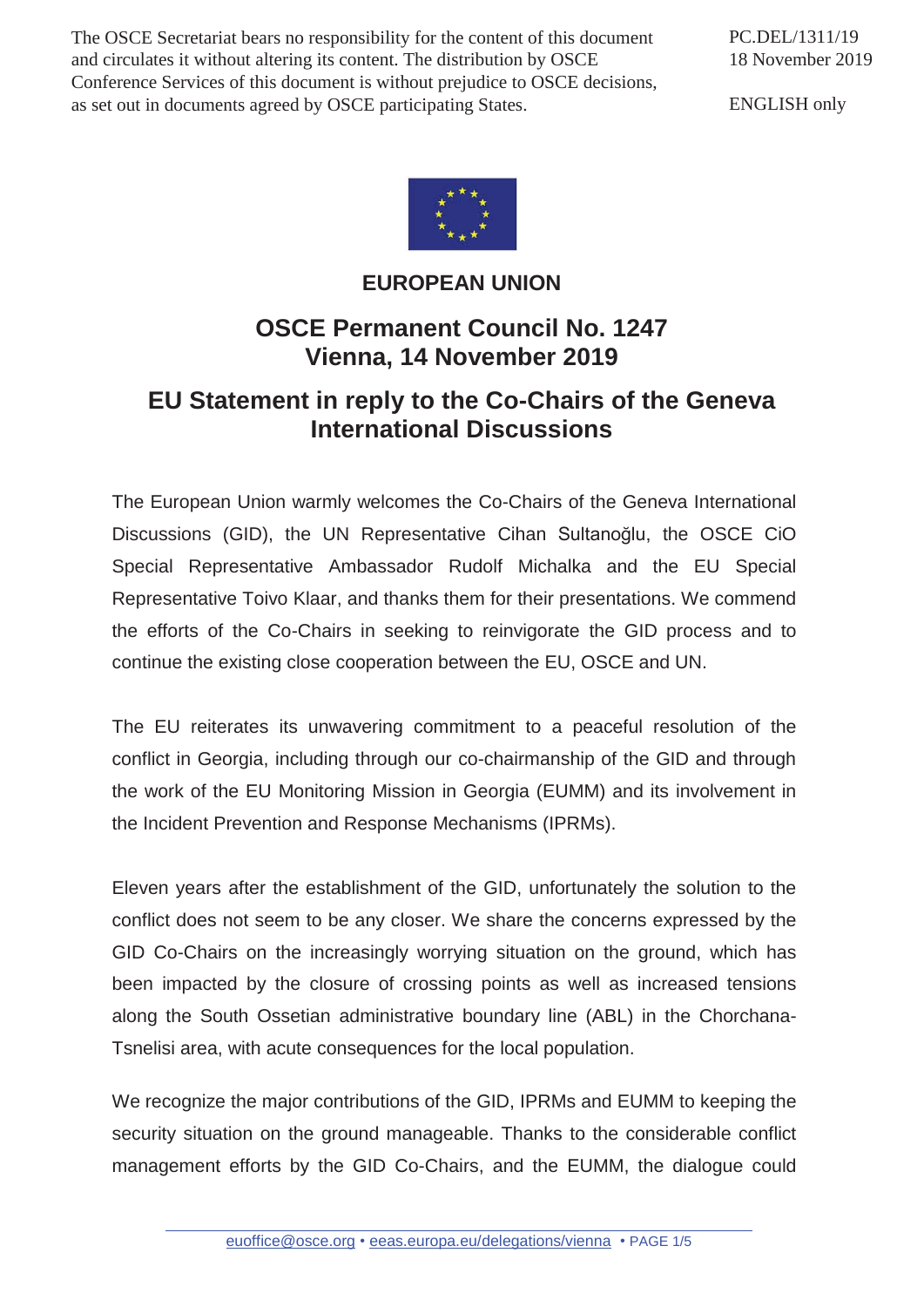The OSCE Secretariat bears no responsibility for the content of this document and circulates it without altering its content. The distribution by OSCE Conference Services of this document is without prejudice to OSCE decisions, as set out in documents agreed by OSCE participating States.

PC.DEL/1311/19
18 November 2019

ENGLISH only

**EUROPEAN UNION**

## OSCE Permanent Council No. 1247
## Vienna, 14 November 2019

## EU Statement in reply to the Co-Chairs of the Geneva International Discussions

The European Union warmly welcomes the Co-Chairs of the Geneva International Discussions (GID), the UN Representative Cihan Sultanoğlu, the OSCE CiO Special Representative Ambassador Rudolf Michalka and the EU Special Representative Toivo Klaar, and thanks them for their presentations. We commend the efforts of the Co-Chairs in seeking to reinvigorate the GID process and to continue the existing close cooperation between the EU, OSCE and UN.

The EU reiterates its unwavering commitment to a peaceful resolution of the conflict in Georgia, including through our co-chairmanship of the GID and through the work of the EU Monitoring Mission in Georgia (EUMM) and its involvement in the Incident Prevention and Response Mechanisms (IPRMs).

Eleven years after the establishment of the GID, unfortunately the solution to the conflict does not seem to be any closer. We share the concerns expressed by the GID Co-Chairs on the increasingly worrying situation on the ground, which has been impacted by the closure of crossing points as well as increased tensions along the South Ossetian administrative boundary line (ABL) in the Chorchana-Tsnelisi area, with acute consequences for the local population.

We recognize the major contributions of the GID, IPRMs and EUMM to keeping the security situation on the ground manageable. Thanks to the considerable conflict management efforts by the GID Co-Chairs, and the EUMM, the dialogue could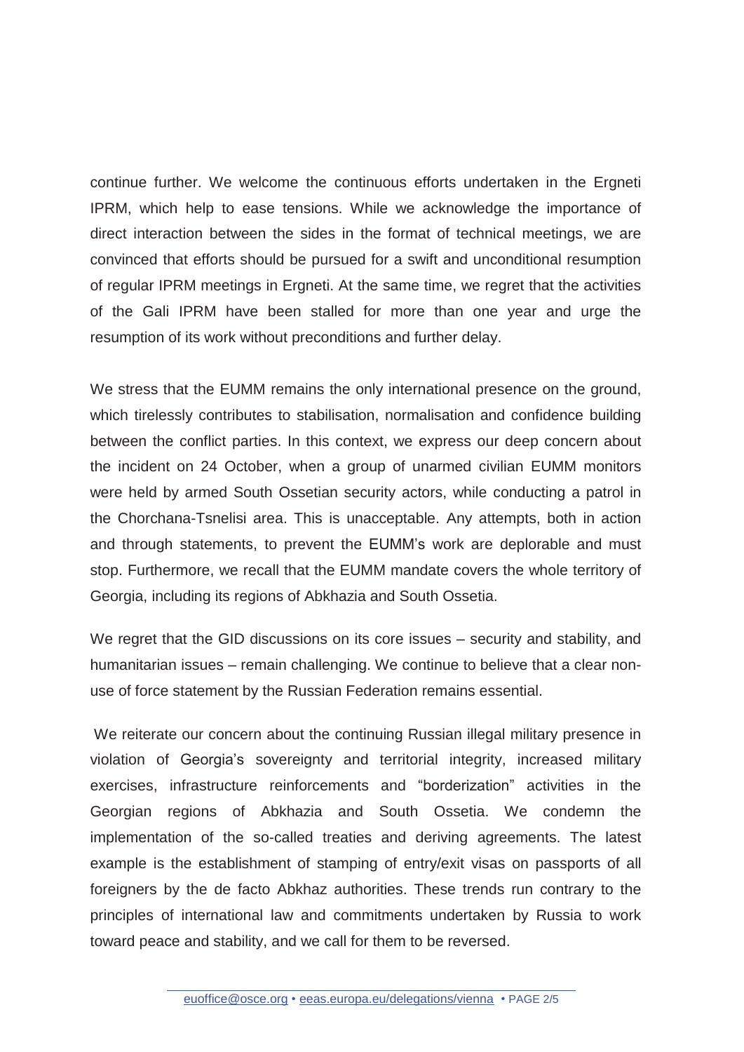continue further. We welcome the continuous efforts undertaken in the Ergneti IPRM, which help to ease tensions. While we acknowledge the importance of direct interaction between the sides in the format of technical meetings, we are convinced that efforts should be pursued for a swift and unconditional resumption of regular IPRM meetings in Ergneti. At the same time, we regret that the activities of the Gali IPRM have been stalled for more than one year and urge the resumption of its work without preconditions and further delay.

We stress that the EUMM remains the only international presence on the ground, which tirelessly contributes to stabilisation, normalisation and confidence building between the conflict parties. In this context, we express our deep concern about the incident on 24 October, when a group of unarmed civilian EUMM monitors were held by armed South Ossetian security actors, while conducting a patrol in the Chorchana-Tsnelisi area. This is unacceptable. Any attempts, both in action and through statements, to prevent the EUMM's work are deplorable and must stop. Furthermore, we recall that the EUMM mandate covers the whole territory of Georgia, including its regions of Abkhazia and South Ossetia.

We regret that the GID discussions on its core issues – security and stability, and humanitarian issues – remain challenging. We continue to believe that a clear non-use of force statement by the Russian Federation remains essential.

We reiterate our concern about the continuing Russian illegal military presence in violation of Georgia's sovereignty and territorial integrity, increased military exercises, infrastructure reinforcements and "borderization" activities in the Georgian regions of Abkhazia and South Ossetia. We condemn the implementation of the so-called treaties and deriving agreements. The latest example is the establishment of stamping of entry/exit visas on passports of all foreigners by the de facto Abkhaz authorities. These trends run contrary to the principles of international law and commitments undertaken by Russia to work toward peace and stability, and we call for them to be reversed.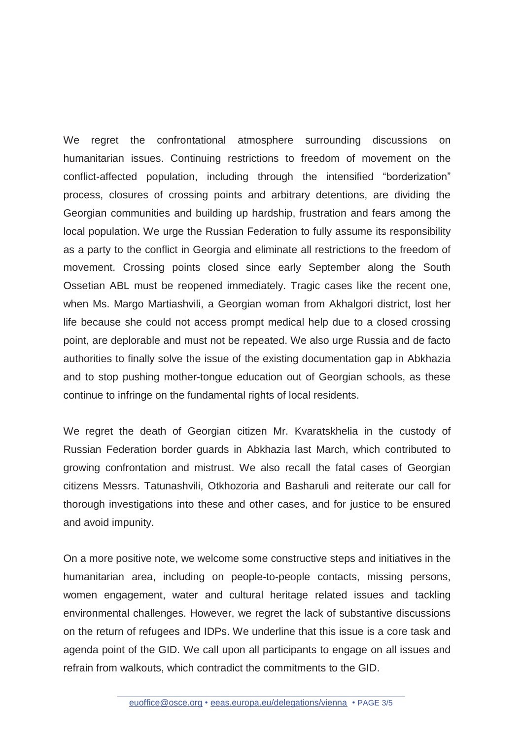We regret the confrontational atmosphere surrounding discussions on humanitarian issues. Continuing restrictions to freedom of movement on the conflict-affected population, including through the intensified "borderization" process, closures of crossing points and arbitrary detentions, are dividing the Georgian communities and building up hardship, frustration and fears among the local population. We urge the Russian Federation to fully assume its responsibility as a party to the conflict in Georgia and eliminate all restrictions to the freedom of movement. Crossing points closed since early September along the South Ossetian ABL must be reopened immediately. Tragic cases like the recent one, when Ms. Margo Martiashvili, a Georgian woman from Akhalgori district, lost her life because she could not access prompt medical help due to a closed crossing point, are deplorable and must not be repeated. We also urge Russia and de facto authorities to finally solve the issue of the existing documentation gap in Abkhazia and to stop pushing mother-tongue education out of Georgian schools, as these continue to infringe on the fundamental rights of local residents.

We regret the death of Georgian citizen Mr. Kvaratskhelia in the custody of Russian Federation border guards in Abkhazia last March, which contributed to growing confrontation and mistrust. We also recall the fatal cases of Georgian citizens Messrs. Tatunashvili, Otkhozoria and Basharuli and reiterate our call for thorough investigations into these and other cases, and for justice to be ensured and avoid impunity.

On a more positive note, we welcome some constructive steps and initiatives in the humanitarian area, including on people-to-people contacts, missing persons, women engagement, water and cultural heritage related issues and tackling environmental challenges. However, we regret the lack of substantive discussions on the return of refugees and IDPs. We underline that this issue is a core task and agenda point of the GID. We call upon all participants to engage on all issues and refrain from walkouts, which contradict the commitments to the GID.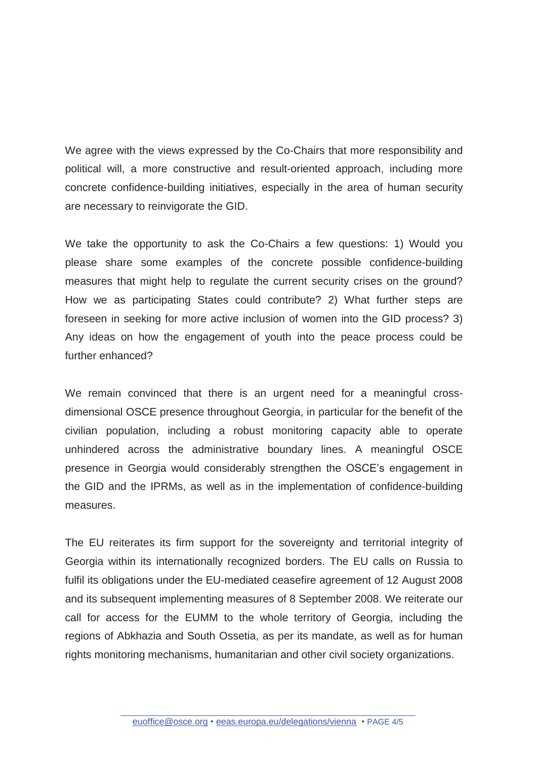We agree with the views expressed by the Co-Chairs that more responsibility and political will, a more constructive and result-oriented approach, including more concrete confidence-building initiatives, especially in the area of human security are necessary to reinvigorate the GID.

We take the opportunity to ask the Co-Chairs a few questions: 1) Would you please share some examples of the concrete possible confidence-building measures that might help to regulate the current security crises on the ground? How we as participating States could contribute? 2) What further steps are foreseen in seeking for more active inclusion of women into the GID process? 3) Any ideas on how the engagement of youth into the peace process could be further enhanced?

We remain convinced that there is an urgent need for a meaningful cross-dimensional OSCE presence throughout Georgia, in particular for the benefit of the civilian population, including a robust monitoring capacity able to operate unhindered across the administrative boundary lines. A meaningful OSCE presence in Georgia would considerably strengthen the OSCE's engagement in the GID and the IPRMs, as well as in the implementation of confidence-building measures.

The EU reiterates its firm support for the sovereignty and territorial integrity of Georgia within its internationally recognized borders. The EU calls on Russia to fulfil its obligations under the EU-mediated ceasefire agreement of 12 August 2008 and its subsequent implementing measures of 8 September 2008. We reiterate our call for access for the EUMM to the whole territory of Georgia, including the regions of Abkhazia and South Ossetia, as per its mandate, as well as for human rights monitoring mechanisms, humanitarian and other civil society organizations.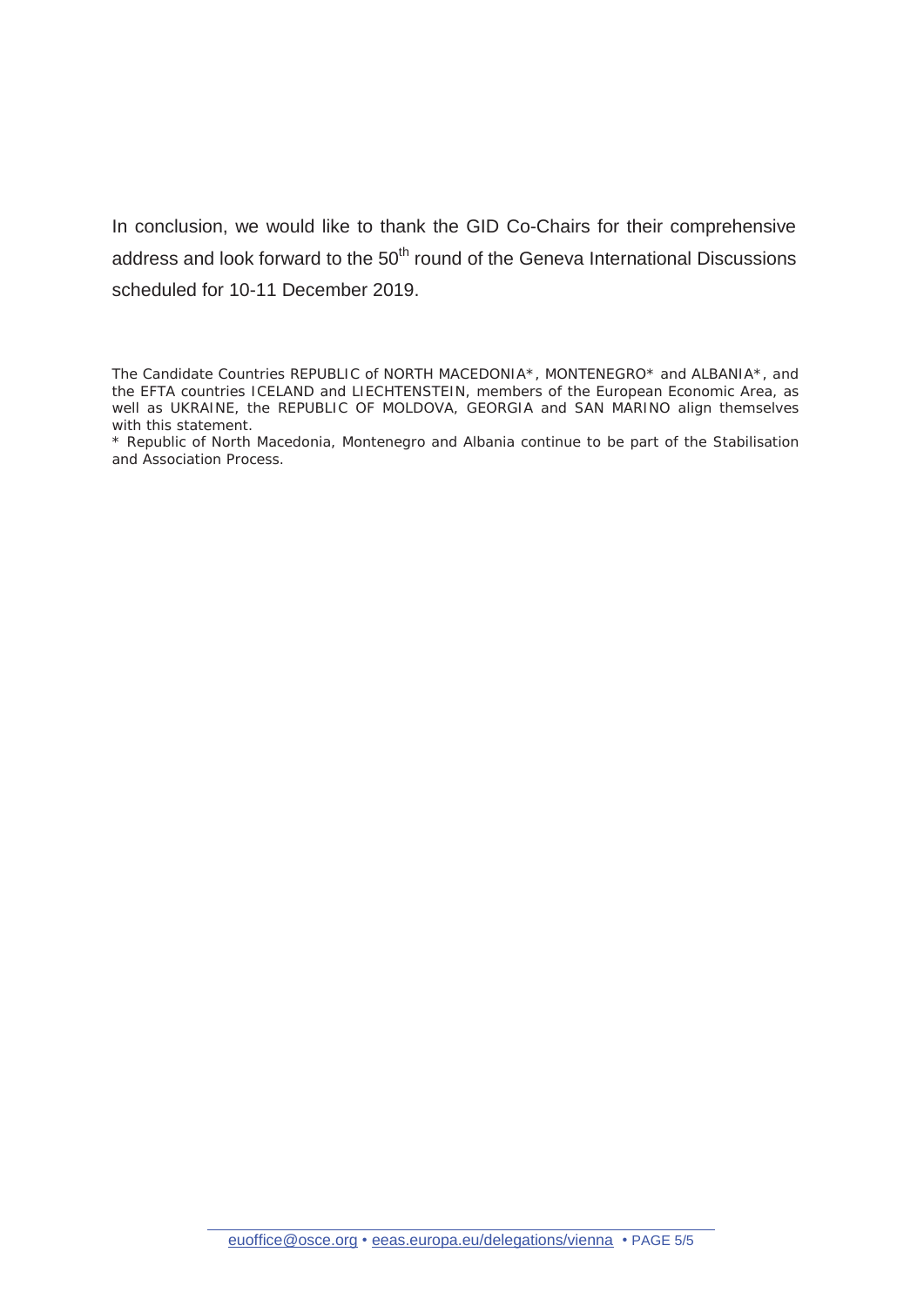In conclusion, we would like to thank the GID Co-Chairs for their comprehensive address and look forward to the 50th round of the Geneva International Discussions scheduled for 10-11 December 2019.

The Candidate Countries REPUBLIC of NORTH MACEDONIA*, MONTENEGRO* and ALBANIA*, and the EFTA countries ICELAND and LIECHTENSTEIN, members of the European Economic Area, as well as UKRAINE, the REPUBLIC OF MOLDOVA, GEORGIA and SAN MARINO align themselves with this statement.

* Republic of North Macedonia, Montenegro and Albania continue to be part of the Stabilisation and Association Process.